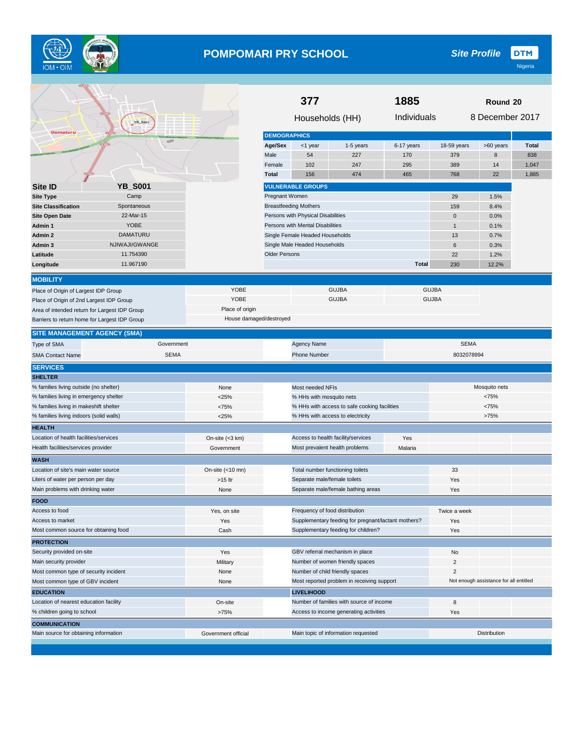# POMPOMARI PRY SCHOOL

*Site Profile* — DTM Nigeria

**377** Households (HH)

**1885** Individuals

**Round 20** — 8 December 2017

| Site ID | YB_S001 |
|---|---|
| Site Type | Camp |
| Site Classification | Spontaneous |
| Site Open Date | 22-Mar-15 |
| Admin 1 | YOBE |
| Admin 2 | DAMATURU |
| Admin 3 | NJIWAJI/GWANGE |
| Latitude | 11.754390 |
| Longitude | 11.967190 |

## DEMOGRAPHICS

| Age/Sex | <1 year | 1-5 years | 6-17 years | 18-59 years | >60 years | Total |
|---|---|---|---|---|---|---|
| Male | 54 | 227 | 170 | 379 | 8 | 838 |
| Female | 102 | 247 | 295 | 389 | 14 | 1,047 |
| Total | 156 | 474 | 465 | 768 | 22 | 1,885 |

## VULNERABLE GROUPS

| Group | Number | % |
|---|---|---|
| Pregnant Women | 29 | 1.5% |
| Breastfeeding Mothers | 159 | 8.4% |
| Persons with Physical Disabilities | 0 | 0.0% |
| Persons with Mental Disabilities | 1 | 0.1% |
| Single Female Headed Households | 13 | 0.7% |
| Single Male Headed Households | 6 | 0.3% |
| Older Persons | 22 | 1.2% |
| Total | 230 | 12.2% |

## MOBILITY

| | | | |
|---|---|---|---|
| Place of Origin of Largest IDP Group | YOBE | GUJBA | GUJBA |
| Place of Origin of 2nd Largest IDP Group | YOBE | GUJBA | GUJBA |
| Area of intended return for Largest IDP Group | Place of origin | | |
| Barriers to return home for Largest IDP Group | House damaged/destroyed | | |

## SITE MANAGEMENT AGENCY (SMA)

| | | | |
|---|---|---|---|
| Type of SMA | Government | Agency Name | SEMA |
| SMA Contact Name | SEMA | Phone Number | 8032078994 |

## SERVICES

### SHELTER

| | | | |
|---|---|---|---|
| % families living outside (no shelter) | None | Most needed NFIs | Mosquito nets |
| % families living in emergency shelter | <25% | % HHs with mosquito nets | <75% |
| % families living in makeshift shelter | <75% | % HHs with access to safe cooking facilities | <75% |
| % families living indoors (solid walls) | <25% | % HHs with access to electricity | >75% |

### HEALTH

| | | | |
|---|---|---|---|
| Location of health facilities/services | On-site (<3 km) | Access to health facility/services | Yes |
| Health facilities/services provider | Government | Most prevalent health problems | Malaria |

### WASH

| | | | |
|---|---|---|---|
| Location of site's main water source | On-site (<10 mn) | Total number functioning toilets | 33 |
| Liters of water per person per day | >15 ltr | Separate male/female toilets | Yes |
| Main problems with drinking water | None | Separate male/female bathing areas | Yes |

### FOOD

| | | | |
|---|---|---|---|
| Access to food | Yes, on site | Frequency of food distribution | Twice a week |
| Access to market | Yes | Supplementary feeding for pregnant/lactant mothers? | Yes |
| Most common source for obtaining food | Cash | Supplementary feeding for children? | Yes |

### PROTECTION

| | | | |
|---|---|---|---|
| Security provided on-site | Yes | GBV referral mechanism in place | No |
| Main security provider | Military | Number of women friendly spaces | 2 |
| Most common type of security incident | None | Number of child friendly spaces | 2 |
| Most common type of GBV incident | None | Most reported problem in receiving support | Not enough assistance for all entitled |

### EDUCATION / LIVELIHOOD

| EDUCATION | | LIVELIHOOD | |
|---|---|---|---|
| Location of nearest education facility | On-site | Number of families with source of income | 8 |
| % children going to school | >75% | Access to income generating activities | Yes |

### COMMUNICATION

| | | | |
|---|---|---|---|
| Main source for obtaining information | Government official | Main topic of information requested | Distribution |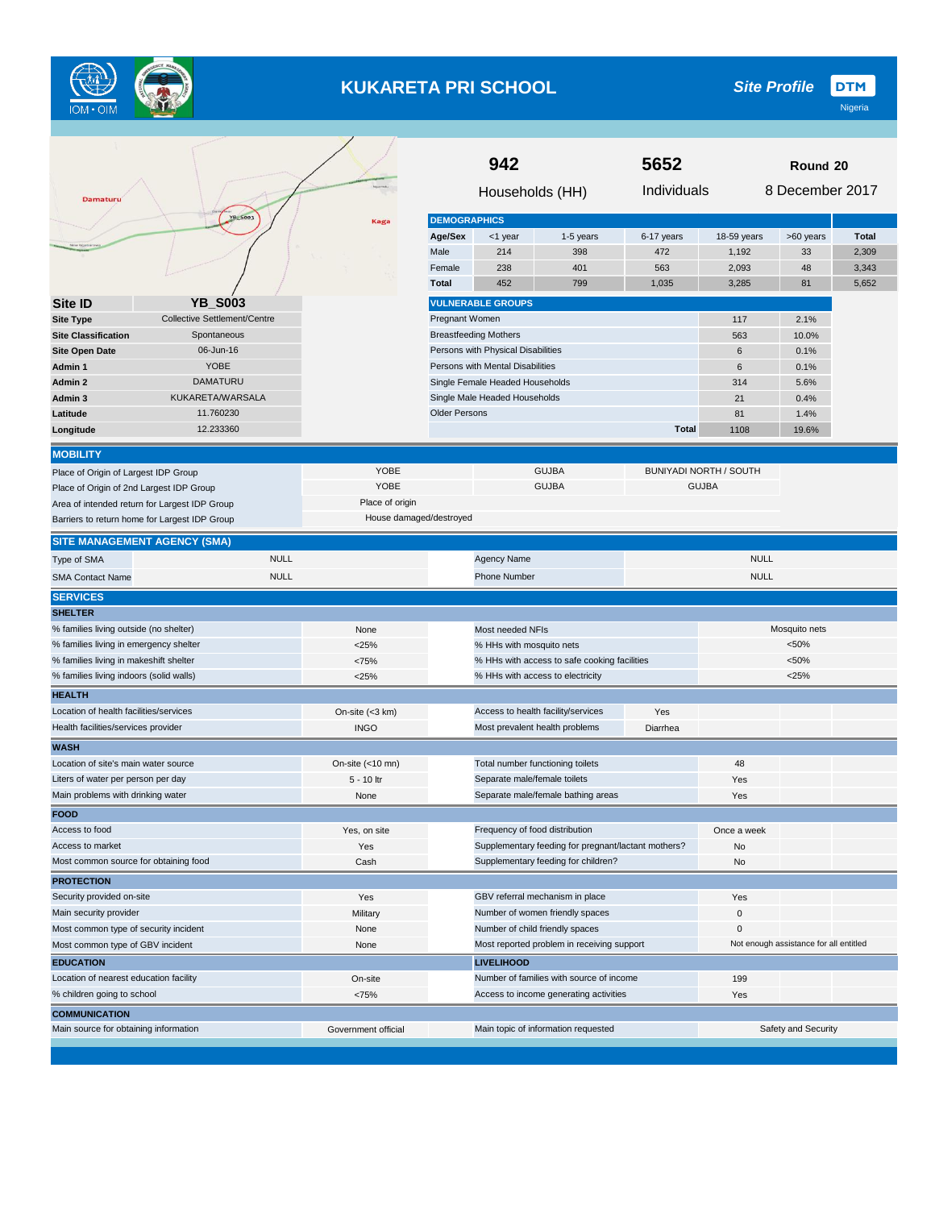# KUKARETA PRI SCHOOL

**Site Profile** DTM Nigeria

| 942 | 5652 | Round 20 |
|---|---|---|
| Households (HH) | Individuals | 8 December 2017 |

| Site ID | YB_S003 |
|---|---|
| Site Type | Collective Settlement/Centre |
| Site Classification | Spontaneous |
| Site Open Date | 06-Jun-16 |
| Admin 1 | YOBE |
| Admin 2 | DAMATURU |
| Admin 3 | KUKARETA/WARSALA |
| Latitude | 11.760230 |
| Longitude | 12.233360 |

## DEMOGRAPHICS

| Age/Sex | <1 year | 1-5 years | 6-17 years | 18-59 years | >60 years | Total |
|---|---|---|---|---|---|---|
| Male | 214 | 398 | 472 | 1,192 | 33 | 2,309 |
| Female | 238 | 401 | 563 | 2,093 | 48 | 3,343 |
| Total | 452 | 799 | 1,035 | 3,285 | 81 | 5,652 |

## VULNERABLE GROUPS

| | | |
|---|---|---|
| Pregnant Women | 117 | 2.1% |
| Breastfeeding Mothers | 563 | 10.0% |
| Persons with Physical Disabilities | 6 | 0.1% |
| Persons with Mental Disabilities | 6 | 0.1% |
| Single Female Headed Households | 314 | 5.6% |
| Single Male Headed Households | 21 | 0.4% |
| Older Persons | 81 | 1.4% |
| **Total** | 1108 | 19.6% |

## MOBILITY

| | | | |
|---|---|---|---|
| Place of Origin of Largest IDP Group | YOBE | GUJBA | BUNIYADI NORTH / SOUTH |
| Place of Origin of 2nd Largest IDP Group | YOBE | GUJBA | GUJBA |
| Area of intended return for Largest IDP Group | Place of origin | | |
| Barriers to return home for Largest IDP Group | House damaged/destroyed | | |

## SITE MANAGEMENT AGENCY (SMA)

| | | | |
|---|---|---|---|
| Type of SMA | NULL | Agency Name | NULL |
| SMA Contact Name | NULL | Phone Number | NULL |

## SERVICES

### SHELTER

| | | | |
|---|---|---|---|
| % families living outside (no shelter) | None | Most needed NFIs | Mosquito nets |
| % families living in emergency shelter | <25% | % HHs with mosquito nets | <50% |
| % families living in makeshift shelter | <75% | % HHs with access to safe cooking facilities | <50% |
| % families living indoors (solid walls) | <25% | % HHs with access to electricity | <25% |

### HEALTH

| | | | |
|---|---|---|---|
| Location of health facilities/services | On-site (<3 km) | Access to health facility/services | Yes |
| Health facilities/services provider | INGO | Most prevalent health problems | Diarrhea |

### WASH

| | | | |
|---|---|---|---|
| Location of site's main water source | On-site (<10 mn) | Total number functioning toilets | 48 |
| Liters of water per person per day | 5 - 10 ltr | Separate male/female toilets | Yes |
| Main problems with drinking water | None | Separate male/female bathing areas | Yes |

### FOOD

| | | | |
|---|---|---|---|
| Access to food | Yes, on site | Frequency of food distribution | Once a week |
| Access to market | Yes | Supplementary feeding for pregnant/lactant mothers? | No |
| Most common source for obtaining food | Cash | Supplementary feeding for children? | No |

### PROTECTION

| | | | |
|---|---|---|---|
| Security provided on-site | Yes | GBV referral mechanism in place | Yes |
| Main security provider | Military | Number of women friendly spaces | 0 |
| Most common type of security incident | None | Number of child friendly spaces | 0 |
| Most common type of GBV incident | None | Most reported problem in receiving support | Not enough assistance for all entitled |

### EDUCATION

| | |
|---|---|
| Location of nearest education facility | On-site |
| % children going to school | <75% |

### LIVELIHOOD

| | |
|---|---|
| Number of families with source of income | 199 |
| Access to income generating activities | Yes |

### COMMUNICATION

| | | | |
|---|---|---|---|
| Main source for obtaining information | Government official | Main topic of information requested | Safety and Security |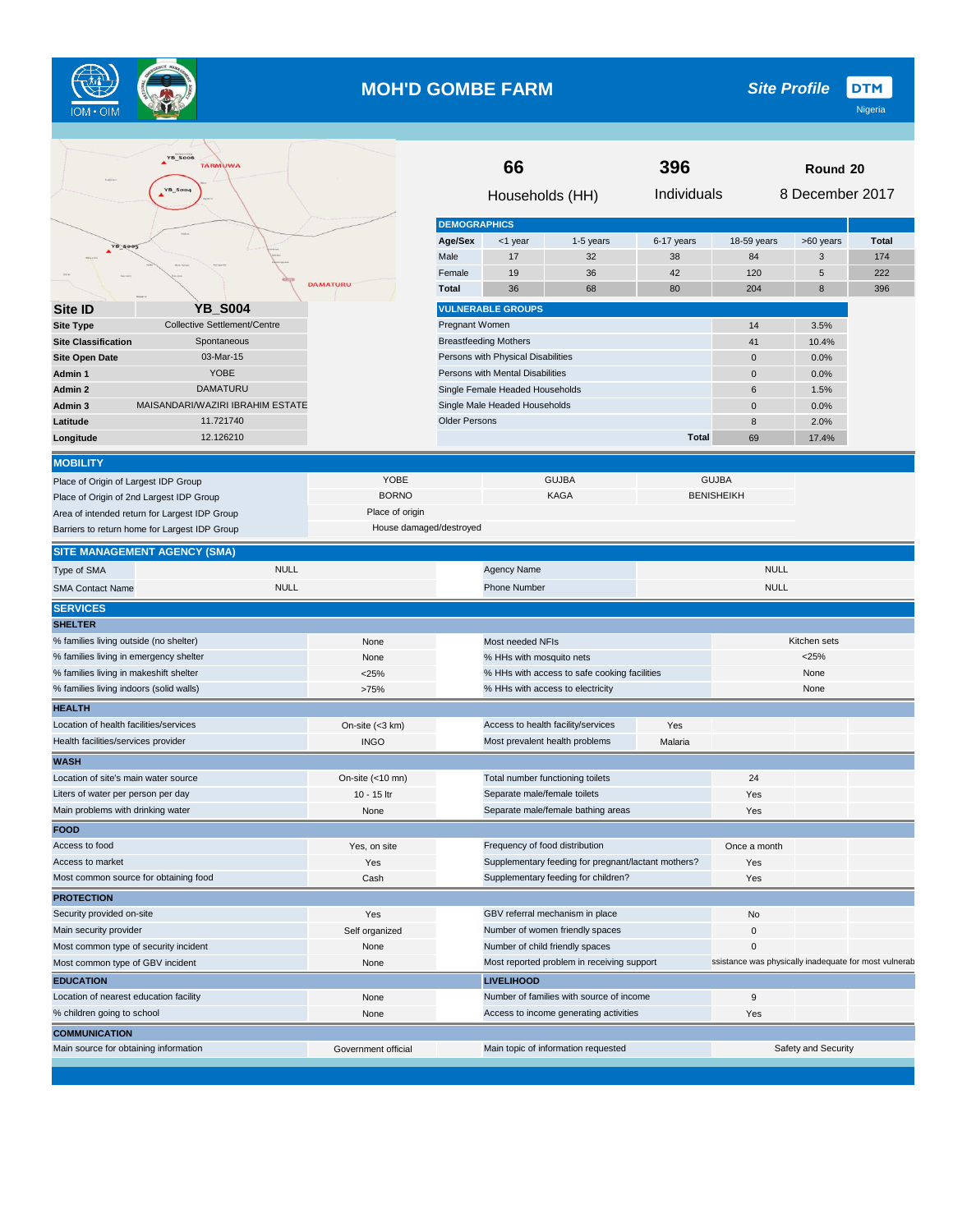# MOH'D GOMBE FARM

**Site Profile** DTM Nigeria

| Households (HH) | Individuals | Round 20 |
|---|---|---|
| 66 | 396 | 8 December 2017 |

| Site ID | YB_S004 |
|---|---|
| Site Type | Collective Settlement/Centre |
| Site Classification | Spontaneous |
| Site Open Date | 03-Mar-15 |
| Admin 1 | YOBE |
| Admin 2 | DAMATURU |
| Admin 3 | MAISANDARI/WAZIRI IBRAHIM ESTATE |
| Latitude | 11.721740 |
| Longitude | 12.126210 |

## DEMOGRAPHICS

| Age/Sex | <1 year | 1-5 years | 6-17 years | 18-59 years | >60 years | Total |
|---|---|---|---|---|---|---|
| Male | 17 | 32 | 38 | 84 | 3 | 174 |
| Female | 19 | 36 | 42 | 120 | 5 | 222 |
| Total | 36 | 68 | 80 | 204 | 8 | 396 |

## VULNERABLE GROUPS

| | | |
|---|---|---|
| Pregnant Women | 14 | 3.5% |
| Breastfeeding Mothers | 41 | 10.4% |
| Persons with Physical Disabilities | 0 | 0.0% |
| Persons with Mental Disabilities | 0 | 0.0% |
| Single Female Headed Households | 6 | 1.5% |
| Single Male Headed Households | 0 | 0.0% |
| Older Persons | 8 | 2.0% |
| Total | 69 | 17.4% |

## MOBILITY

| | | | |
|---|---|---|---|
| Place of Origin of Largest IDP Group | YOBE | GUJBA | GUJBA |
| Place of Origin of 2nd Largest IDP Group | BORNO | KAGA | BENISHEIKH |
| Area of intended return for Largest IDP Group | Place of origin | | |
| Barriers to return home for Largest IDP Group | House damaged/destroyed | | |

## SITE MANAGEMENT AGENCY (SMA)

| | | | |
|---|---|---|---|
| Type of SMA | NULL | Agency Name | NULL |
| SMA Contact Name | NULL | Phone Number | NULL |

## SERVICES

### SHELTER

| | | | |
|---|---|---|---|
| % families living outside (no shelter) | None | Most needed NFIs | Kitchen sets |
| % families living in emergency shelter | None | % HHs with mosquito nets | <25% |
| % families living in makeshift shelter | <25% | % HHs with access to safe cooking facilities | None |
| % families living indoors (solid walls) | >75% | % HHs with access to electricity | None |

### HEALTH

| | | | |
|---|---|---|---|
| Location of health facilities/services | On-site (<3 km) | Access to health facility/services | Yes |
| Health facilities/services provider | INGO | Most prevalent health problems | Malaria |

### WASH

| | | | |
|---|---|---|---|
| Location of site's main water source | On-site (<10 mn) | Total number functioning toilets | 24 |
| Liters of water per person per day | 10 - 15 ltr | Separate male/female toilets | Yes |
| Main problems with drinking water | None | Separate male/female bathing areas | Yes |

### FOOD

| | | | |
|---|---|---|---|
| Access to food | Yes, on site | Frequency of food distribution | Once a month |
| Access to market | Yes | Supplementary feeding for pregnant/lactant mothers? | Yes |
| Most common source for obtaining food | Cash | Supplementary feeding for children? | Yes |

### PROTECTION

| | | | |
|---|---|---|---|
| Security provided on-site | Yes | GBV referral mechanism in place | No |
| Main security provider | Self organized | Number of women friendly spaces | 0 |
| Most common type of security incident | None | Number of child friendly spaces | 0 |
| Most common type of GBV incident | None | Most reported problem in receiving support | ssistance was physically inadequate for most vulnerab |

### EDUCATION

| | |
|---|---|
| Location of nearest education facility | None |
| % children going to school | None |

### LIVELIHOOD

| | |
|---|---|
| Number of families with source of income | 9 |
| Access to income generating activities | Yes |

### COMMUNICATION

| | | | |
|---|---|---|---|
| Main source for obtaining information | Government official | Main topic of information requested | Safety and Security |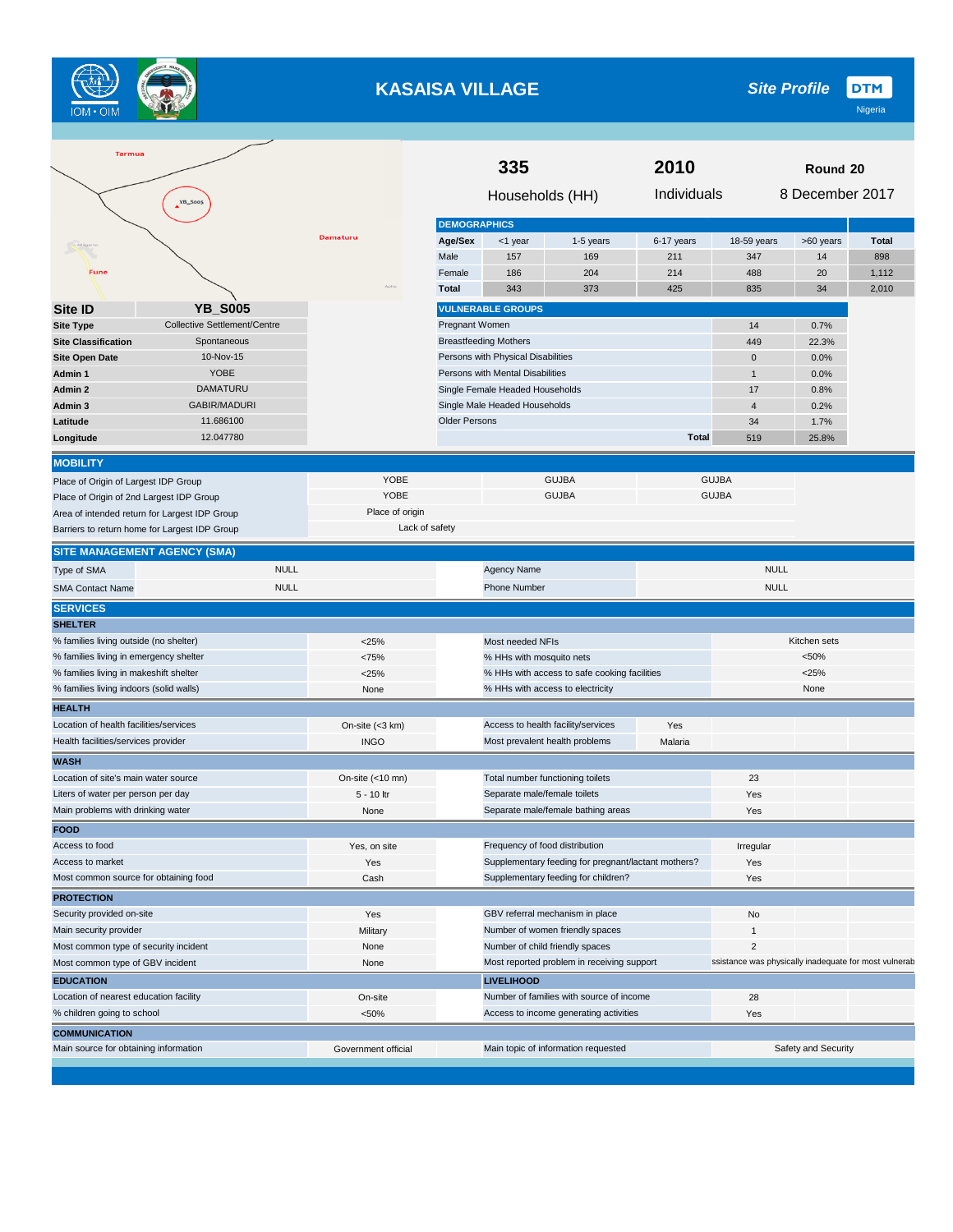# KASAISA VILLAGE

**Site Profile** DTM Nigeria

| 335 | 2010 | Round 20 |
|---|---|---|
| Households (HH) | Individuals | 8 December 2017 |

| Site ID | YB_S005 |
|---|---|
| Site Type | Collective Settlement/Centre |
| Site Classification | Spontaneous |
| Site Open Date | 10-Nov-15 |
| Admin 1 | YOBE |
| Admin 2 | DAMATURU |
| Admin 3 | GABIR/MADURI |
| Latitude | 11.686100 |
| Longitude | 12.047780 |

## DEMOGRAPHICS

| Age/Sex | <1 year | 1-5 years | 6-17 years | 18-59 years | >60 years | Total |
|---|---|---|---|---|---|---|
| Male | 157 | 169 | 211 | 347 | 14 | 898 |
| Female | 186 | 204 | 214 | 488 | 20 | 1,112 |
| Total | 343 | 373 | 425 | 835 | 34 | 2,010 |

## VULNERABLE GROUPS

| | | |
|---|---|---|
| Pregnant Women | 14 | 0.7% |
| Breastfeeding Mothers | 449 | 22.3% |
| Persons with Physical Disabilities | 0 | 0.0% |
| Persons with Mental Disabilities | 1 | 0.0% |
| Single Female Headed Households | 17 | 0.8% |
| Single Male Headed Households | 4 | 0.2% |
| Older Persons | 34 | 1.7% |
| **Total** | 519 | 25.8% |

## MOBILITY

| | | | |
|---|---|---|---|
| Place of Origin of Largest IDP Group | YOBE | GUJBA | GUJBA |
| Place of Origin of 2nd Largest IDP Group | YOBE | GUJBA | GUJBA |
| Area of intended return for Largest IDP Group | Place of origin | | |
| Barriers to return home for Largest IDP Group | Lack of safety | | |

## SITE MANAGEMENT AGENCY (SMA)

| | | | |
|---|---|---|---|
| Type of SMA | NULL | Agency Name | NULL |
| SMA Contact Name | NULL | Phone Number | NULL |

## SERVICES

### SHELTER

| | | | |
|---|---|---|---|
| % families living outside (no shelter) | <25% | Most needed NFIs | Kitchen sets |
| % families living in emergency shelter | <75% | % HHs with mosquito nets | <50% |
| % families living in makeshift shelter | <25% | % HHs with access to safe cooking facilities | <25% |
| % families living indoors (solid walls) | None | % HHs with access to electricity | None |

### HEALTH

| | | | |
|---|---|---|---|
| Location of health facilities/services | On-site (<3 km) | Access to health facility/services | Yes |
| Health facilities/services provider | INGO | Most prevalent health problems | Malaria |

### WASH

| | | | |
|---|---|---|---|
| Location of site's main water source | On-site (<10 mn) | Total number functioning toilets | 23 |
| Liters of water per person per day | 5 - 10 ltr | Separate male/female toilets | Yes |
| Main problems with drinking water | None | Separate male/female bathing areas | Yes |

### FOOD

| | | | |
|---|---|---|---|
| Access to food | Yes, on site | Frequency of food distribution | Irregular |
| Access to market | Yes | Supplementary feeding for pregnant/lactant mothers? | Yes |
| Most common source for obtaining food | Cash | Supplementary feeding for children? | Yes |

### PROTECTION

| | | | |
|---|---|---|---|
| Security provided on-site | Yes | GBV referral mechanism in place | No |
| Main security provider | Military | Number of women friendly spaces | 1 |
| Most common type of security incident | None | Number of child friendly spaces | 2 |
| Most common type of GBV incident | None | Most reported problem in receiving support | ssistance was physically inadequate for most vulnerab |

### EDUCATION

| | |
|---|---|
| Location of nearest education facility | On-site |
| % children going to school | <50% |

### LIVELIHOOD

| | |
|---|---|
| Number of families with source of income | 28 |
| Access to income generating activities | Yes |

### COMMUNICATION

| | | | |
|---|---|---|---|
| Main source for obtaining information | Government official | Main topic of information requested | Safety and Security |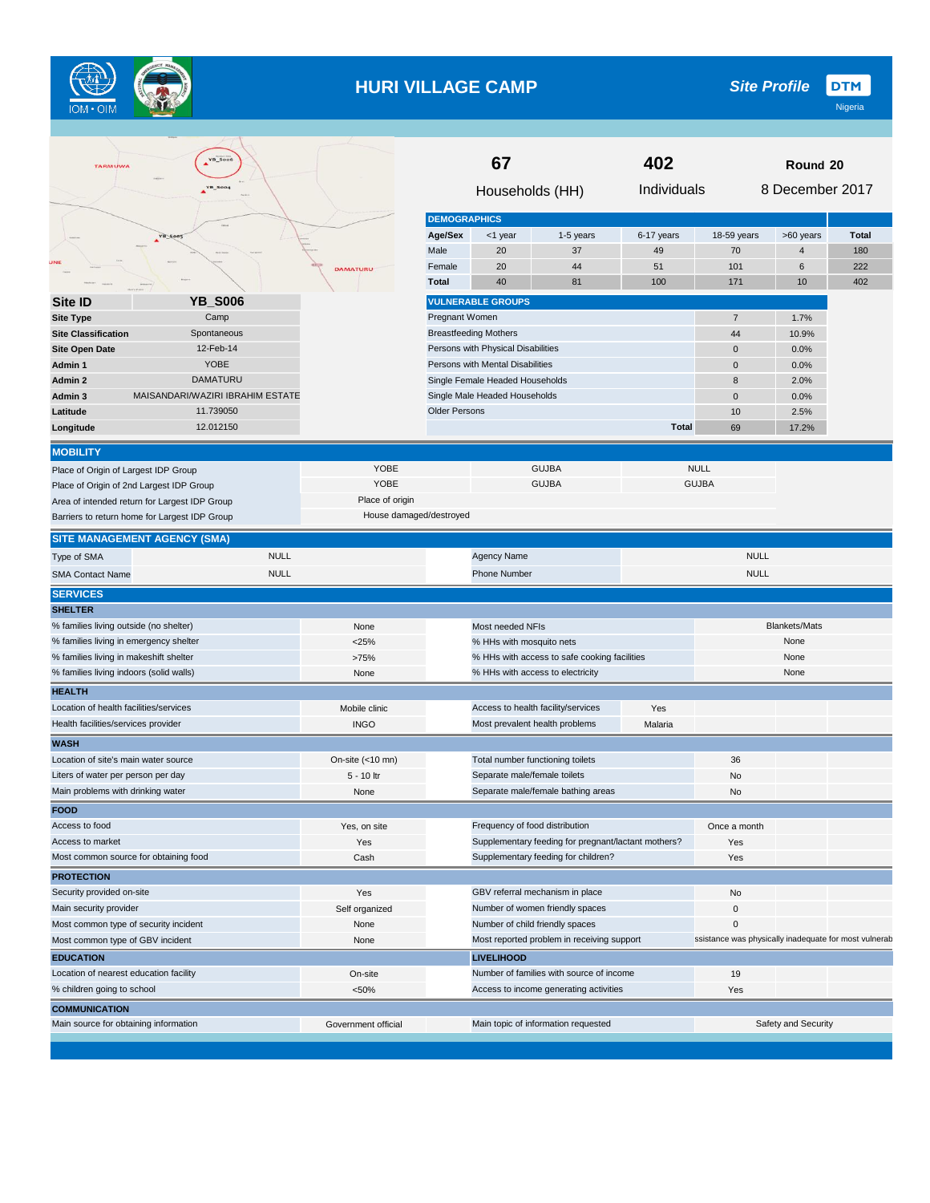# HURI VILLAGE CAMP

**Site Profile** DTM Nigeria

| 67 | 402 | Round 20 |
|---|---|---|
| Households (HH) | Individuals | 8 December 2017 |

| Site ID | YB_S006 |
|---|---|
| Site Type | Camp |
| Site Classification | Spontaneous |
| Site Open Date | 12-Feb-14 |
| Admin 1 | YOBE |
| Admin 2 | DAMATURU |
| Admin 3 | MAISANDARI/WAZIRI IBRAHIM ESTATE |
| Latitude | 11.739050 |
| Longitude | 12.012150 |

## DEMOGRAPHICS

| Age/Sex | <1 year | 1-5 years | 6-17 years | 18-59 years | >60 years | Total |
|---|---|---|---|---|---|---|
| Male | 20 | 37 | 49 | 70 | 4 | 180 |
| Female | 20 | 44 | 51 | 101 | 6 | 222 |
| Total | 40 | 81 | 100 | 171 | 10 | 402 |

## VULNERABLE GROUPS

| | | |
|---|---|---|
| Pregnant Women | 7 | 1.7% |
| Breastfeeding Mothers | 44 | 10.9% |
| Persons with Physical Disabilities | 0 | 0.0% |
| Persons with Mental Disabilities | 0 | 0.0% |
| Single Female Headed Households | 8 | 2.0% |
| Single Male Headed Households | 0 | 0.0% |
| Older Persons | 10 | 2.5% |
| **Total** | 69 | 17.2% |

## MOBILITY

| | | | |
|---|---|---|---|
| Place of Origin of Largest IDP Group | YOBE | GUJBA | NULL |
| Place of Origin of 2nd Largest IDP Group | YOBE | GUJBA | GUJBA |
| Area of intended return for Largest IDP Group | Place of origin | | |
| Barriers to return home for Largest IDP Group | House damaged/destroyed | | |

## SITE MANAGEMENT AGENCY (SMA)

| | | | |
|---|---|---|---|
| Type of SMA | NULL | Agency Name | NULL |
| SMA Contact Name | NULL | Phone Number | NULL |

## SERVICES

### SHELTER

| | | | |
|---|---|---|---|
| % families living outside (no shelter) | None | Most needed NFIs | Blankets/Mats |
| % families living in emergency shelter | <25% | % HHs with mosquito nets | None |
| % families living in makeshift shelter | >75% | % HHs with access to safe cooking facilities | None |
| % families living indoors (solid walls) | None | % HHs with access to electricity | None |

### HEALTH

| | | | |
|---|---|---|---|
| Location of health facilities/services | Mobile clinic | Access to health facility/services | Yes |
| Health facilities/services provider | INGO | Most prevalent health problems | Malaria |

### WASH

| | | | |
|---|---|---|---|
| Location of site's main water source | On-site (<10 mn) | Total number functioning toilets | 36 |
| Liters of water per person per day | 5 - 10 ltr | Separate male/female toilets | No |
| Main problems with drinking water | None | Separate male/female bathing areas | No |

### FOOD

| | | | |
|---|---|---|---|
| Access to food | Yes, on site | Frequency of food distribution | Once a month |
| Access to market | Yes | Supplementary feeding for pregnant/lactant mothers? | Yes |
| Most common source for obtaining food | Cash | Supplementary feeding for children? | Yes |

### PROTECTION

| | | | |
|---|---|---|---|
| Security provided on-site | Yes | GBV referral mechanism in place | No |
| Main security provider | Self organized | Number of women friendly spaces | 0 |
| Most common type of security incident | None | Number of child friendly spaces | 0 |
| Most common type of GBV incident | None | Most reported problem in receiving support | ssistance was physically inadequate for most vulnerab |

### EDUCATION

| | |
|---|---|
| Location of nearest education facility | On-site |
| % children going to school | <50% |

### LIVELIHOOD

| | |
|---|---|
| Number of families with source of income | 19 |
| Access to income generating activities | Yes |

### COMMUNICATION

| | | | |
|---|---|---|---|
| Main source for obtaining information | Government official | Main topic of information requested | Safety and Security |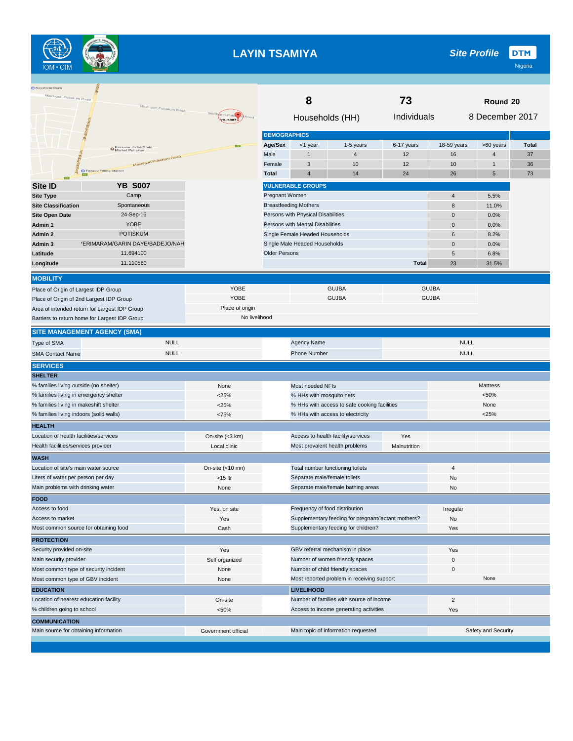# LAYIN TSAMIYA

**Site Profile** — DTM Nigeria

| 8 | 73 | Round 20 |
|---|---|---|
| Households (HH) | Individuals | 8 December 2017 |

## DEMOGRAPHICS

| Age/Sex | <1 year | 1-5 years | 6-17 years | 18-59 years | >60 years | Total |
|---|---|---|---|---|---|---|
| Male | 1 | 4 | 12 | 16 | 4 | 37 |
| Female | 3 | 10 | 12 | 10 | 1 | 36 |
| Total | 4 | 14 | 24 | 26 | 5 | 73 |

| Site ID | YB_S007 |
|---|---|
| Site Type | Camp |
| Site Classification | Spontaneous |
| Site Open Date | 24-Sep-15 |
| Admin 1 | YOBE |
| Admin 2 | POTISKUM |
| Admin 3 | ERIMARAM/GARIN DAYE/BADEJO/NAH |
| Latitude | 11.694100 |
| Longitude | 11.110560 |

## VULNERABLE GROUPS

| | | |
|---|---|---|
| Pregnant Women | 4 | 5.5% |
| Breastfeeding Mothers | 8 | 11.0% |
| Persons with Physical Disabilities | 0 | 0.0% |
| Persons with Mental Disabilities | 0 | 0.0% |
| Single Female Headed Households | 6 | 8.2% |
| Single Male Headed Households | 0 | 0.0% |
| Older Persons | 5 | 6.8% |
| Total | 23 | 31.5% |

## MOBILITY

| | | | |
|---|---|---|---|
| Place of Origin of Largest IDP Group | YOBE | GUJBA | GUJBA |
| Place of Origin of 2nd Largest IDP Group | YOBE | GUJBA | GUJBA |
| Area of intended return for Largest IDP Group | Place of origin | | |
| Barriers to return home for Largest IDP Group | No livelihood | | |

## SITE MANAGEMENT AGENCY (SMA)

| | | | |
|---|---|---|---|
| Type of SMA | NULL | Agency Name | NULL |
| SMA Contact Name | NULL | Phone Number | NULL |

## SERVICES

### SHELTER

| | | | |
|---|---|---|---|
| % families living outside (no shelter) | None | Most needed NFIs | Mattress |
| % families living in emergency shelter | <25% | % HHs with mosquito nets | <50% |
| % families living in makeshift shelter | <25% | % HHs with access to safe cooking facilities | None |
| % families living indoors (solid walls) | <75% | % HHs with access to electricity | <25% |

### HEALTH

| | | | |
|---|---|---|---|
| Location of health facilities/services | On-site (<3 km) | Access to health facility/services | Yes |
| Health facilities/services provider | Local clinic | Most prevalent health problems | Malnutrition |

### WASH

| | | | |
|---|---|---|---|
| Location of site's main water source | On-site (<10 mn) | Total number functioning toilets | 4 |
| Liters of water per person per day | >15 ltr | Separate male/female toilets | No |
| Main problems with drinking water | None | Separate male/female bathing areas | No |

### FOOD

| | | | |
|---|---|---|---|
| Access to food | Yes, on site | Frequency of food distribution | Irregular |
| Access to market | Yes | Supplementary feeding for pregnant/lactant mothers? | No |
| Most common source for obtaining food | Cash | Supplementary feeding for children? | Yes |

### PROTECTION

| | | | |
|---|---|---|---|
| Security provided on-site | Yes | GBV referral mechanism in place | Yes |
| Main security provider | Self organized | Number of women friendly spaces | 0 |
| Most common type of security incident | None | Number of child friendly spaces | 0 |
| Most common type of GBV incident | None | Most reported problem in receiving support | None |

### EDUCATION / LIVELIHOOD

| EDUCATION | | LIVELIHOOD | |
|---|---|---|---|
| Location of nearest education facility | On-site | Number of families with source of income | 2 |
| % children going to school | <50% | Access to income generating activities | Yes |

### COMMUNICATION

| | | | |
|---|---|---|---|
| Main source for obtaining information | Government official | Main topic of information requested | Safety and Security |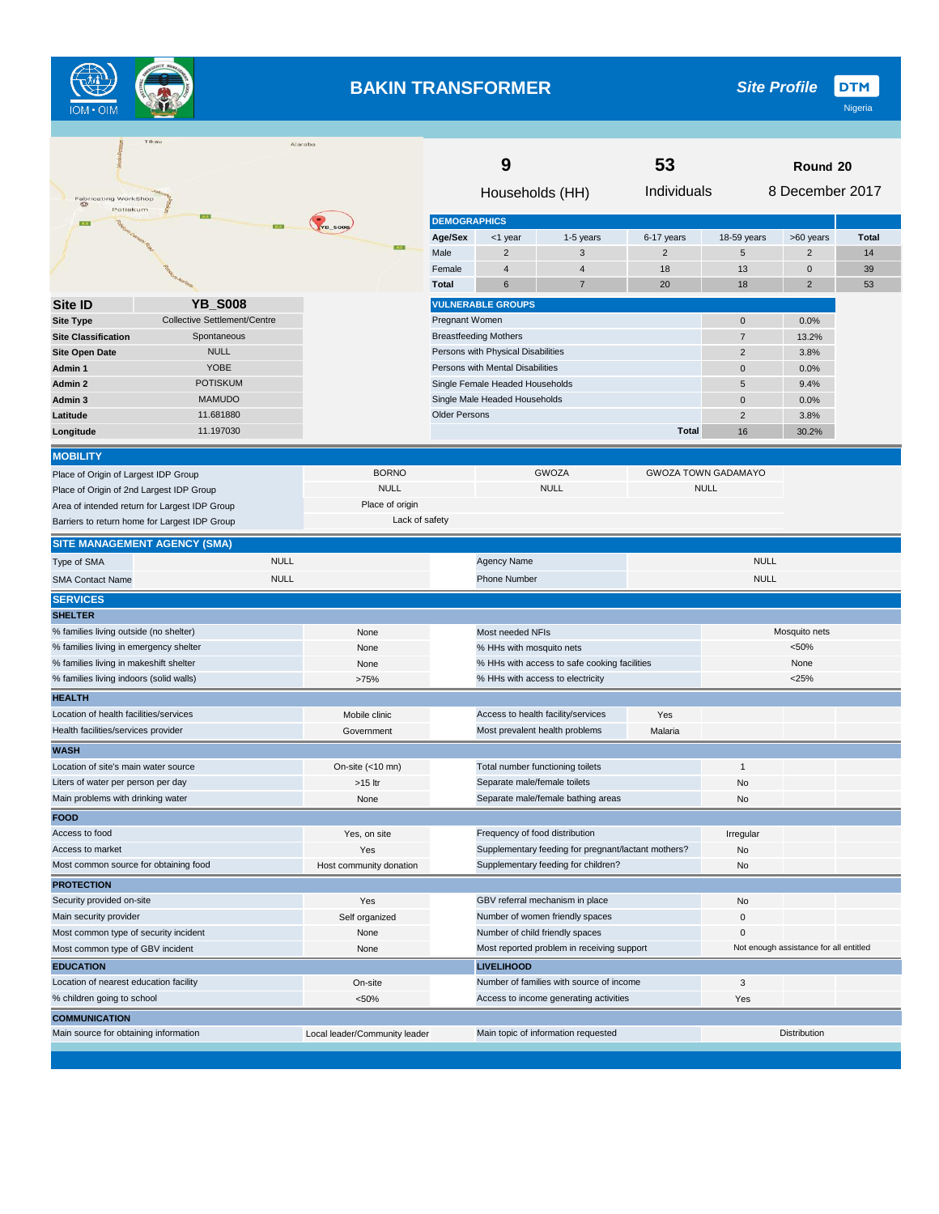# BAKIN TRANSFORMER

**Site Profile** DTM Nigeria

| 9 | 53 | Round 20 |
|---|---|---|
| Households (HH) | Individuals | 8 December 2017 |

| Site ID | YB_S008 |
|---|---|
| Site Type | Collective Settlement/Centre |
| Site Classification | Spontaneous |
| Site Open Date | NULL |
| Admin 1 | YOBE |
| Admin 2 | POTISKUM |
| Admin 3 | MAMUDO |
| Latitude | 11.681880 |
| Longitude | 11.197030 |

## DEMOGRAPHICS

| Age/Sex | <1 year | 1-5 years | 6-17 years | 18-59 years | >60 years | Total |
|---|---|---|---|---|---|---|
| Male | 2 | 3 | 2 | 5 | 2 | 14 |
| Female | 4 | 4 | 18 | 13 | 0 | 39 |
| Total | 6 | 7 | 20 | 18 | 2 | 53 |

## VULNERABLE GROUPS

| | | |
|---|---|---|
| Pregnant Women | 0 | 0.0% |
| Breastfeeding Mothers | 7 | 13.2% |
| Persons with Physical Disabilities | 2 | 3.8% |
| Persons with Mental Disabilities | 0 | 0.0% |
| Single Female Headed Households | 5 | 9.4% |
| Single Male Headed Households | 0 | 0.0% |
| Older Persons | 2 | 3.8% |
| Total | 16 | 30.2% |

## MOBILITY

| | | | |
|---|---|---|---|
| Place of Origin of Largest IDP Group | BORNO | GWOZA | GWOZA TOWN GADAMAYO |
| Place of Origin of 2nd Largest IDP Group | NULL | NULL | NULL |
| Area of intended return for Largest IDP Group | Place of origin | | |
| Barriers to return home for Largest IDP Group | Lack of safety | | |

## SITE MANAGEMENT AGENCY (SMA)

| | | | |
|---|---|---|---|
| Type of SMA | NULL | Agency Name | NULL |
| SMA Contact Name | NULL | Phone Number | NULL |

## SERVICES

### SHELTER

| | | | |
|---|---|---|---|
| % families living outside (no shelter) | None | Most needed NFIs | Mosquito nets |
| % families living in emergency shelter | None | % HHs with mosquito nets | <50% |
| % families living in makeshift shelter | None | % HHs with access to safe cooking facilities | None |
| % families living indoors (solid walls) | >75% | % HHs with access to electricity | <25% |

### HEALTH

| | | | |
|---|---|---|---|
| Location of health facilities/services | Mobile clinic | Access to health facility/services | Yes |
| Health facilities/services provider | Government | Most prevalent health problems | Malaria |

### WASH

| | | | |
|---|---|---|---|
| Location of site's main water source | On-site (<10 mn) | Total number functioning toilets | 1 |
| Liters of water per person per day | >15 ltr | Separate male/female toilets | No |
| Main problems with drinking water | None | Separate male/female bathing areas | No |

### FOOD

| | | | |
|---|---|---|---|
| Access to food | Yes, on site | Frequency of food distribution | Irregular |
| Access to market | Yes | Supplementary feeding for pregnant/lactant mothers? | No |
| Most common source for obtaining food | Host community donation | Supplementary feeding for children? | No |

### PROTECTION

| | | | |
|---|---|---|---|
| Security provided on-site | Yes | GBV referral mechanism in place | No |
| Main security provider | Self organized | Number of women friendly spaces | 0 |
| Most common type of security incident | None | Number of child friendly spaces | 0 |
| Most common type of GBV incident | None | Most reported problem in receiving support | Not enough assistance for all entitled |

### EDUCATION

| | |
|---|---|
| Location of nearest education facility | On-site |
| % children going to school | <50% |

### LIVELIHOOD

| | |
|---|---|
| Number of families with source of income | 3 |
| Access to income generating activities | Yes |

### COMMUNICATION

| | | | |
|---|---|---|---|
| Main source for obtaining information | Local leader/Community leader | Main topic of information requested | Distribution |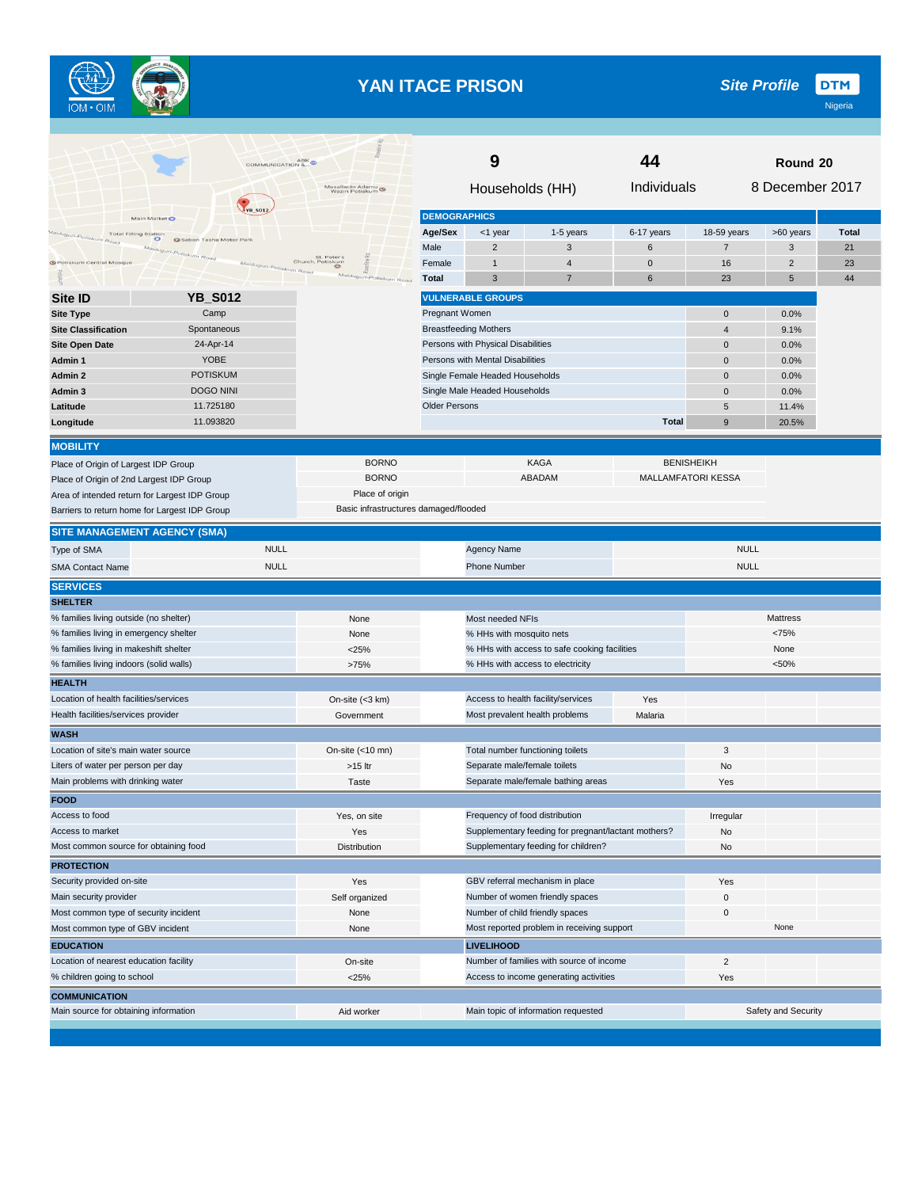# YAN ITACE PRISON

**Site Profile** | **DTM** Nigeria

| 9 | 44 | Round 20 |
|---|---|---|
| Households (HH) | Individuals | 8 December 2017 |

**DEMOGRAPHICS**

| Age/Sex | <1 year | 1-5 years | 6-17 years | 18-59 years | >60 years | Total |
|---|---|---|---|---|---|---|
| Male | 2 | 3 | 6 | 7 | 3 | 21 |
| Female | 1 | 4 | 0 | 16 | 2 | 23 |
| Total | 3 | 7 | 6 | 23 | 5 | 44 |

| Site ID | YB_S012 |
|---|---|
| Site Type | Camp |
| Site Classification | Spontaneous |
| Site Open Date | 24-Apr-14 |
| Admin 1 | YOBE |
| Admin 2 | POTISKUM |
| Admin 3 | DOGO NINI |
| Latitude | 11.725180 |
| Longitude | 11.093820 |

**VULNERABLE GROUPS**

| | | |
|---|---|---|
| Pregnant Women | 0 | 0.0% |
| Breastfeeding Mothers | 4 | 9.1% |
| Persons with Physical Disabilities | 0 | 0.0% |
| Persons with Mental Disabilities | 0 | 0.0% |
| Single Female Headed Households | 0 | 0.0% |
| Single Male Headed Households | 0 | 0.0% |
| Older Persons | 5 | 11.4% |
| Total | 9 | 20.5% |

## MOBILITY

| | | | |
|---|---|---|---|
| Place of Origin of Largest IDP Group | BORNO | KAGA | BENISHEIKH |
| Place of Origin of 2nd Largest IDP Group | BORNO | ABADAM | MALLAMFATORI KESSA |
| Area of intended return for Largest IDP Group | Place of origin | | |
| Barriers to return home for Largest IDP Group | Basic infrastructures damaged/flooded | | |

## SITE MANAGEMENT AGENCY (SMA)

| | | | |
|---|---|---|---|
| Type of SMA | NULL | Agency Name | NULL |
| SMA Contact Name | NULL | Phone Number | NULL |

## SERVICES

### SHELTER

| | | | |
|---|---|---|---|
| % families living outside (no shelter) | None | Most needed NFIs | Mattress |
| % families living in emergency shelter | None | % HHs with mosquito nets | <75% |
| % families living in makeshift shelter | <25% | % HHs with access to safe cooking facilities | None |
| % families living indoors (solid walls) | >75% | % HHs with access to electricity | <50% |

### HEALTH

| | | | |
|---|---|---|---|
| Location of health facilities/services | On-site (<3 km) | Access to health facility/services | Yes |
| Health facilities/services provider | Government | Most prevalent health problems | Malaria |

### WASH

| | | | |
|---|---|---|---|
| Location of site's main water source | On-site (<10 mn) | Total number functioning toilets | 3 |
| Liters of water per person per day | >15 ltr | Separate male/female toilets | No |
| Main problems with drinking water | Taste | Separate male/female bathing areas | Yes |

### FOOD

| | | | |
|---|---|---|---|
| Access to food | Yes, on site | Frequency of food distribution | Irregular |
| Access to market | Yes | Supplementary feeding for pregnant/lactant mothers? | No |
| Most common source for obtaining food | Distribution | Supplementary feeding for children? | No |

### PROTECTION

| | | | |
|---|---|---|---|
| Security provided on-site | Yes | GBV referral mechanism in place | Yes |
| Main security provider | Self organized | Number of women friendly spaces | 0 |
| Most common type of security incident | None | Number of child friendly spaces | 0 |
| Most common type of GBV incident | None | Most reported problem in receiving support | None |

### EDUCATION

| | |
|---|---|
| Location of nearest education facility | On-site |
| % children going to school | <25% |

### LIVELIHOOD

| | |
|---|---|
| Number of families with source of income | 2 |
| Access to income generating activities | Yes |

### COMMUNICATION

| | | | |
|---|---|---|---|
| Main source for obtaining information | Aid worker | Main topic of information requested | Safety and Security |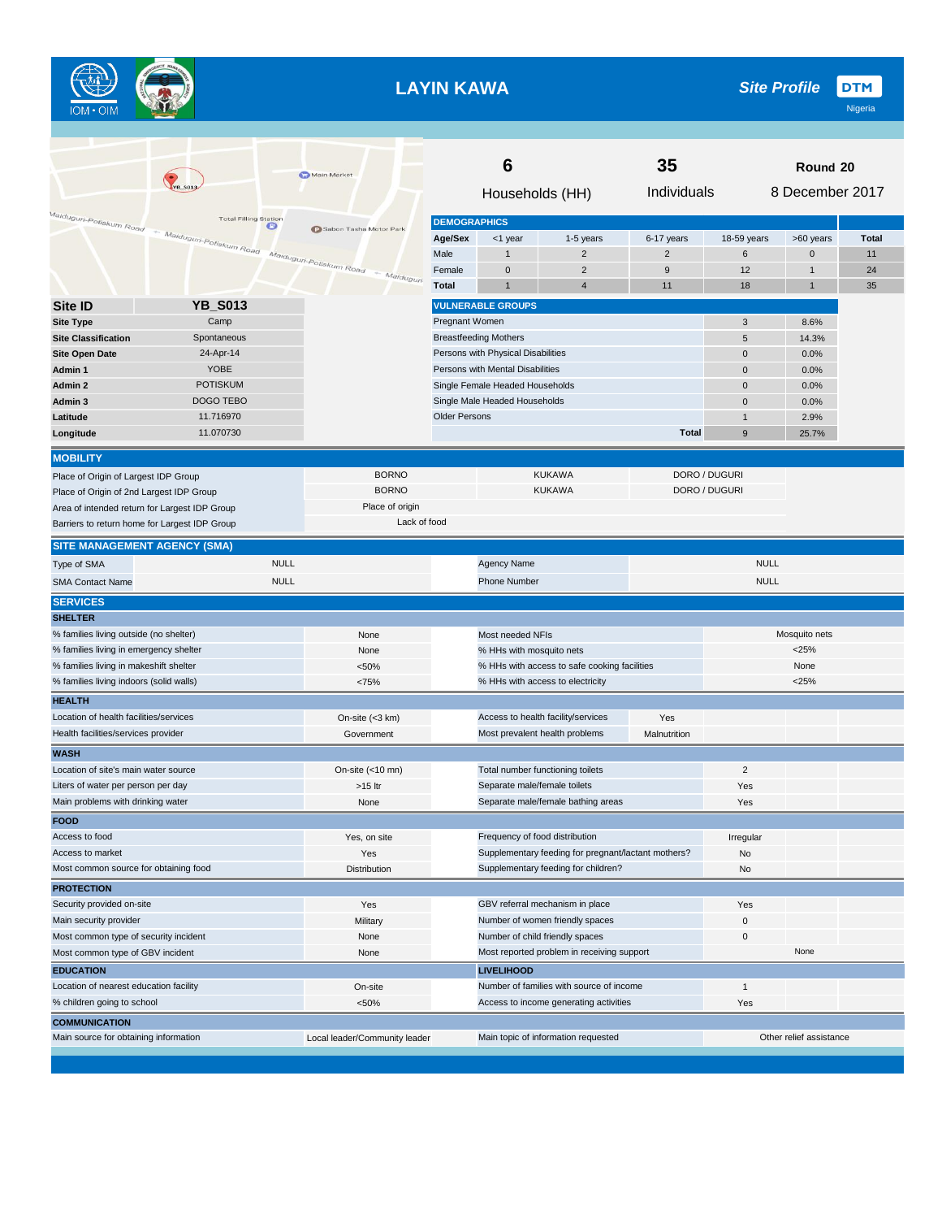# LAYIN KAWA

**Site Profile** DTM Nigeria

| 6 | 35 | Round 20 |
|---|---|---|
| Households (HH) | Individuals | 8 December 2017 |

| Site ID | YB_S013 |
|---|---|
| Site Type | Camp |
| Site Classification | Spontaneous |
| Site Open Date | 24-Apr-14 |
| Admin 1 | YOBE |
| Admin 2 | POTISKUM |
| Admin 3 | DOGO TEBO |
| Latitude | 11.716970 |
| Longitude | 11.070730 |

## DEMOGRAPHICS

| Age/Sex | <1 year | 1-5 years | 6-17 years | 18-59 years | >60 years | Total |
|---|---|---|---|---|---|---|
| Male | 1 | 2 | 2 | 6 | 0 | 11 |
| Female | 0 | 2 | 9 | 12 | 1 | 24 |
| Total | 1 | 4 | 11 | 18 | 1 | 35 |

## VULNERABLE GROUPS

| Group | Number | % |
|---|---|---|
| Pregnant Women | 3 | 8.6% |
| Breastfeeding Mothers | 5 | 14.3% |
| Persons with Physical Disabilities | 0 | 0.0% |
| Persons with Mental Disabilities | 0 | 0.0% |
| Single Female Headed Households | 0 | 0.0% |
| Single Male Headed Households | 0 | 0.0% |
| Older Persons | 1 | 2.9% |
| Total | 9 | 25.7% |

## MOBILITY

| | | | |
|---|---|---|---|
| Place of Origin of Largest IDP Group | BORNO | KUKAWA | DORO / DUGURI |
| Place of Origin of 2nd Largest IDP Group | BORNO | KUKAWA | DORO / DUGURI |
| Area of intended return for Largest IDP Group | Place of origin | | |
| Barriers to return home for Largest IDP Group | Lack of food | | |

## SITE MANAGEMENT AGENCY (SMA)

| | | | |
|---|---|---|---|
| Type of SMA | NULL | Agency Name | NULL |
| SMA Contact Name | NULL | Phone Number | NULL |

## SERVICES

### SHELTER

| | | | |
|---|---|---|---|
| % families living outside (no shelter) | None | Most needed NFIs | Mosquito nets |
| % families living in emergency shelter | None | % HHs with mosquito nets | <25% |
| % families living in makeshift shelter | <50% | % HHs with access to safe cooking facilities | None |
| % families living indoors (solid walls) | <75% | % HHs with access to electricity | <25% |

### HEALTH

| | | | |
|---|---|---|---|
| Location of health facilities/services | On-site (<3 km) | Access to health facility/services | Yes |
| Health facilities/services provider | Government | Most prevalent health problems | Malnutrition |

### WASH

| | | | |
|---|---|---|---|
| Location of site's main water source | On-site (<10 mn) | Total number functioning toilets | 2 |
| Liters of water per person per day | >15 ltr | Separate male/female toilets | Yes |
| Main problems with drinking water | None | Separate male/female bathing areas | Yes |

### FOOD

| | | | |
|---|---|---|---|
| Access to food | Yes, on site | Frequency of food distribution | Irregular |
| Access to market | Yes | Supplementary feeding for pregnant/lactant mothers? | No |
| Most common source for obtaining food | Distribution | Supplementary feeding for children? | No |

### PROTECTION

| | | | |
|---|---|---|---|
| Security provided on-site | Yes | GBV referral mechanism in place | Yes |
| Main security provider | Military | Number of women friendly spaces | 0 |
| Most common type of security incident | None | Number of child friendly spaces | 0 |
| Most common type of GBV incident | None | Most reported problem in receiving support | None |

### EDUCATION

| | |
|---|---|
| Location of nearest education facility | On-site |
| % children going to school | <50% |

### LIVELIHOOD

| | |
|---|---|
| Number of families with source of income | 1 |
| Access to income generating activities | Yes |

### COMMUNICATION

| | | | |
|---|---|---|---|
| Main source for obtaining information | Local leader/Community leader | Main topic of information requested | Other relief assistance |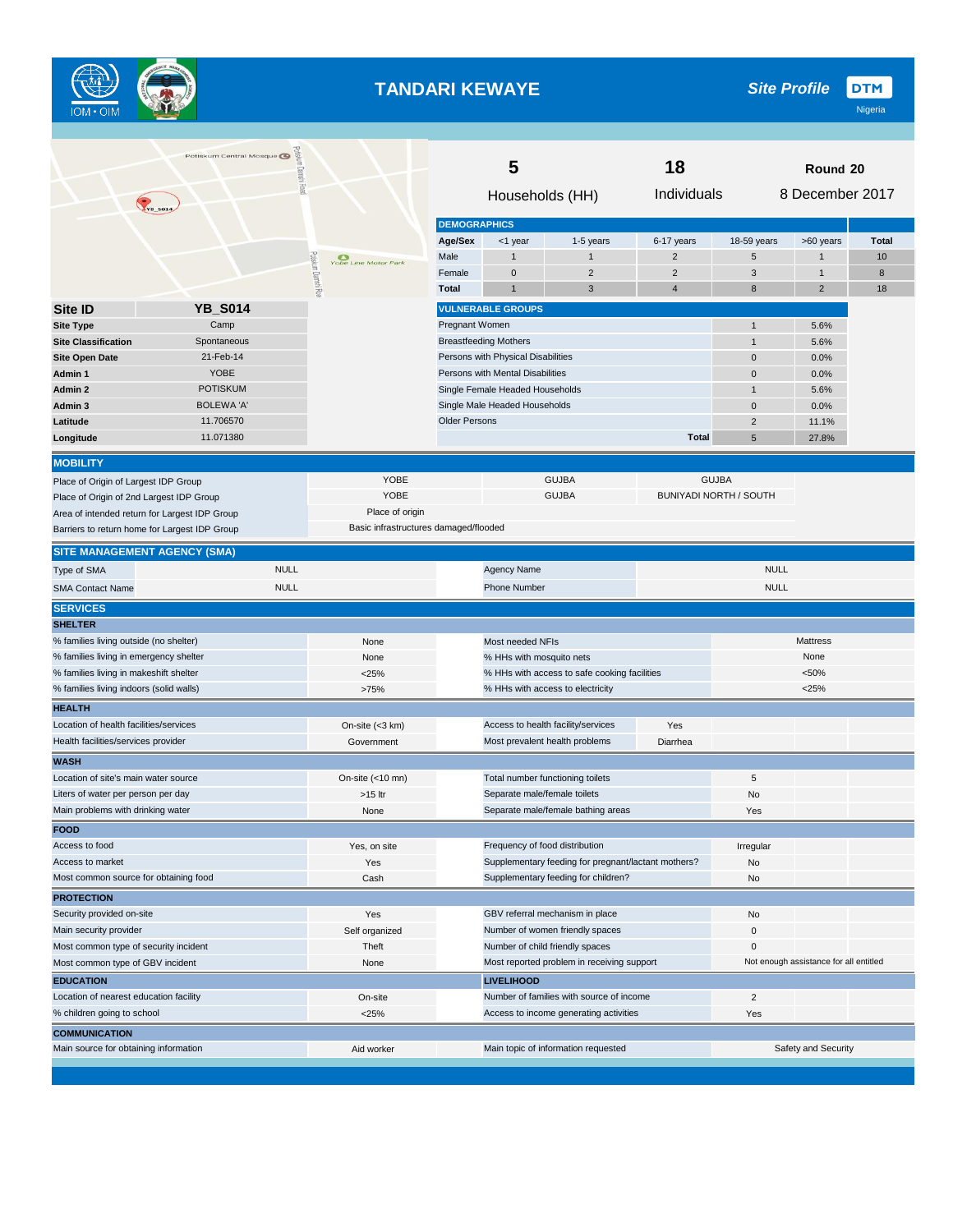# TANDARI KEWAYE

**Site Profile** — DTM Nigeria

| 5 | 18 | Round 20 |
|---|---|---|
| Households (HH) | Individuals | 8 December 2017 |

| Site ID | YB_S014 |
|---|---|
| Site Type | Camp |
| Site Classification | Spontaneous |
| Site Open Date | 21-Feb-14 |
| Admin 1 | YOBE |
| Admin 2 | POTISKUM |
| Admin 3 | BOLEWA 'A' |
| Latitude | 11.706570 |
| Longitude | 11.071380 |

## DEMOGRAPHICS

| Age/Sex | <1 year | 1-5 years | 6-17 years | 18-59 years | >60 years | Total |
|---|---|---|---|---|---|---|
| Male | 1 | 1 | 2 | 5 | 1 | 10 |
| Female | 0 | 2 | 2 | 3 | 1 | 8 |
| Total | 1 | 3 | 4 | 8 | 2 | 18 |

## VULNERABLE GROUPS

| Group | Number | % |
|---|---|---|
| Pregnant Women | 1 | 5.6% |
| Breastfeeding Mothers | 1 | 5.6% |
| Persons with Physical Disabilities | 0 | 0.0% |
| Persons with Mental Disabilities | 0 | 0.0% |
| Single Female Headed Households | 1 | 5.6% |
| Single Male Headed Households | 0 | 0.0% |
| Older Persons | 2 | 11.1% |
| **Total** | 5 | 27.8% |

## MOBILITY

| | | | |
|---|---|---|---|
| Place of Origin of Largest IDP Group | YOBE | GUJBA | GUJBA |
| Place of Origin of 2nd Largest IDP Group | YOBE | GUJBA | BUNIYADI NORTH / SOUTH |
| Area of intended return for Largest IDP Group | Place of origin | | |
| Barriers to return home for Largest IDP Group | Basic infrastructures damaged/flooded | | |

## SITE MANAGEMENT AGENCY (SMA)

| | | | |
|---|---|---|---|
| Type of SMA | NULL | Agency Name | NULL |
| SMA Contact Name | NULL | Phone Number | NULL |

## SERVICES

### SHELTER

| | | | |
|---|---|---|---|
| % families living outside (no shelter) | None | Most needed NFIs | Mattress |
| % families living in emergency shelter | None | % HHs with mosquito nets | None |
| % families living in makeshift shelter | <25% | % HHs with access to safe cooking facilities | <50% |
| % families living indoors (solid walls) | >75% | % HHs with access to electricity | <25% |

### HEALTH

| | | | |
|---|---|---|---|
| Location of health facilities/services | On-site (<3 km) | Access to health facility/services | Yes |
| Health facilities/services provider | Government | Most prevalent health problems | Diarrhea |

### WASH

| | | | |
|---|---|---|---|
| Location of site's main water source | On-site (<10 mn) | Total number functioning toilets | 5 |
| Liters of water per person per day | >15 ltr | Separate male/female toilets | No |
| Main problems with drinking water | None | Separate male/female bathing areas | Yes |

### FOOD

| | | | |
|---|---|---|---|
| Access to food | Yes, on site | Frequency of food distribution | Irregular |
| Access to market | Yes | Supplementary feeding for pregnant/lactant mothers? | No |
| Most common source for obtaining food | Cash | Supplementary feeding for children? | No |

### PROTECTION

| | | | |
|---|---|---|---|
| Security provided on-site | Yes | GBV referral mechanism in place | No |
| Main security provider | Self organized | Number of women friendly spaces | 0 |
| Most common type of security incident | Theft | Number of child friendly spaces | 0 |
| Most common type of GBV incident | None | Most reported problem in receiving support | Not enough assistance for all entitled |

### EDUCATION

| | |
|---|---|
| Location of nearest education facility | On-site |
| % children going to school | <25% |

### LIVELIHOOD

| | |
|---|---|
| Number of families with source of income | 2 |
| Access to income generating activities | Yes |

### COMMUNICATION

| | | | |
|---|---|---|---|
| Main source for obtaining information | Aid worker | Main topic of information requested | Safety and Security |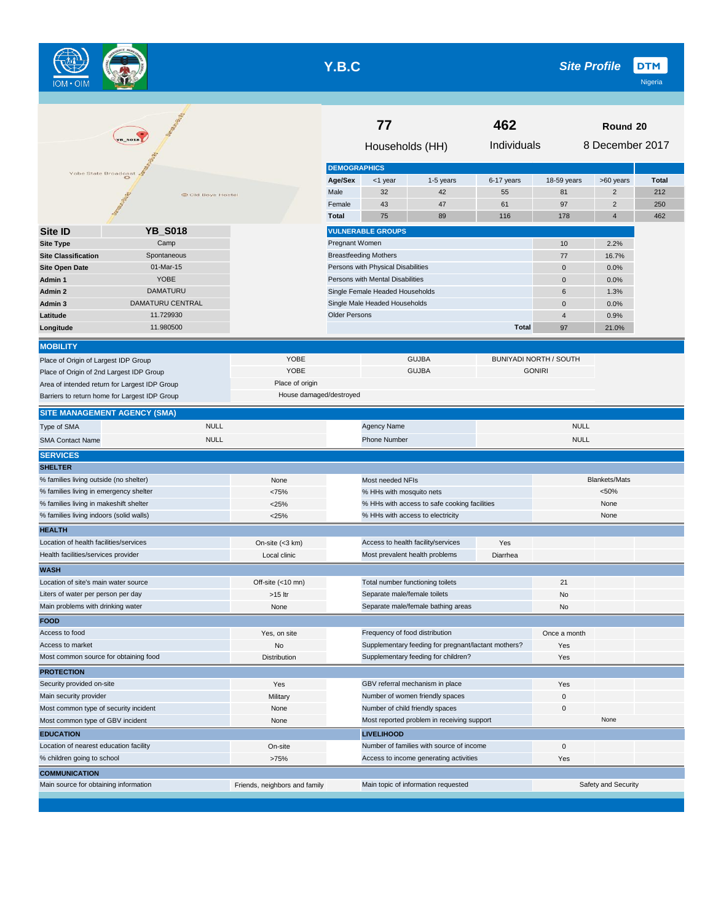# Y.B.C

## Site Profile

DTM Nigeria

**77** Households (HH)

**462** Individuals

**Round 20** 8 December 2017

### DEMOGRAPHICS

| Age/Sex | <1 year | 1-5 years | 6-17 years | 18-59 years | >60 years | Total |
|---|---|---|---|---|---|---|
| Male | 32 | 42 | 55 | 81 | 2 | 212 |
| Female | 43 | 47 | 61 | 97 | 2 | 250 |
| Total | 75 | 89 | 116 | 178 | 4 | 462 |

| Site ID | YB_S018 |
|---|---|
| Site Type | Camp |
| Site Classification | Spontaneous |
| Site Open Date | 01-Mar-15 |
| Admin 1 | YOBE |
| Admin 2 | DAMATURU |
| Admin 3 | DAMATURU CENTRAL |
| Latitude | 11.729930 |
| Longitude | 11.980500 |

### VULNERABLE GROUPS

| | | |
|---|---|---|
| Pregnant Women | 10 | 2.2% |
| Breastfeeding Mothers | 77 | 16.7% |
| Persons with Physical Disabilities | 0 | 0.0% |
| Persons with Mental Disabilities | 0 | 0.0% |
| Single Female Headed Households | 6 | 1.3% |
| Single Male Headed Households | 0 | 0.0% |
| Older Persons | 4 | 0.9% |
| Total | 97 | 21.0% |

### MOBILITY

| | | | |
|---|---|---|---|
| Place of Origin of Largest IDP Group | YOBE | GUJBA | BUNIYADI NORTH / SOUTH |
| Place of Origin of 2nd Largest IDP Group | YOBE | GUJBA | GONIRI |
| Area of intended return for Largest IDP Group | Place of origin | | |
| Barriers to return home for Largest IDP Group | House damaged/destroyed | | |

### SITE MANAGEMENT AGENCY (SMA)

| | | | |
|---|---|---|---|
| Type of SMA | NULL | Agency Name | NULL |
| SMA Contact Name | NULL | Phone Number | NULL |

### SERVICES

#### SHELTER

| | | | |
|---|---|---|---|
| % families living outside (no shelter) | None | Most needed NFIs | Blankets/Mats |
| % families living in emergency shelter | <75% | % HHs with mosquito nets | <50% |
| % families living in makeshift shelter | <25% | % HHs with access to safe cooking facilities | None |
| % families living indoors (solid walls) | <25% | % HHs with access to electricity | None |

#### HEALTH

| | | | |
|---|---|---|---|
| Location of health facilities/services | On-site (<3 km) | Access to health facility/services | Yes |
| Health facilities/services provider | Local clinic | Most prevalent health problems | Diarrhea |

#### WASH

| | | | |
|---|---|---|---|
| Location of site's main water source | Off-site (<10 mn) | Total number functioning toilets | 21 |
| Liters of water per person per day | >15 ltr | Separate male/female toilets | No |
| Main problems with drinking water | None | Separate male/female bathing areas | No |

#### FOOD

| | | | |
|---|---|---|---|
| Access to food | Yes, on site | Frequency of food distribution | Once a month |
| Access to market | No | Supplementary feeding for pregnant/lactant mothers? | Yes |
| Most common source for obtaining food | Distribution | Supplementary feeding for children? | Yes |

#### PROTECTION

| | | | |
|---|---|---|---|
| Security provided on-site | Yes | GBV referral mechanism in place | Yes |
| Main security provider | Military | Number of women friendly spaces | 0 |
| Most common type of security incident | None | Number of child friendly spaces | 0 |
| Most common type of GBV incident | None | Most reported problem in receiving support | None |

#### EDUCATION

| | |
|---|---|
| Location of nearest education facility | On-site |
| % children going to school | >75% |

#### LIVELIHOOD

| | |
|---|---|
| Number of families with source of income | 0 |
| Access to income generating activities | Yes |

#### COMMUNICATION

| | | | |
|---|---|---|---|
| Main source for obtaining information | Friends, neighbors and family | Main topic of information requested | Safety and Security |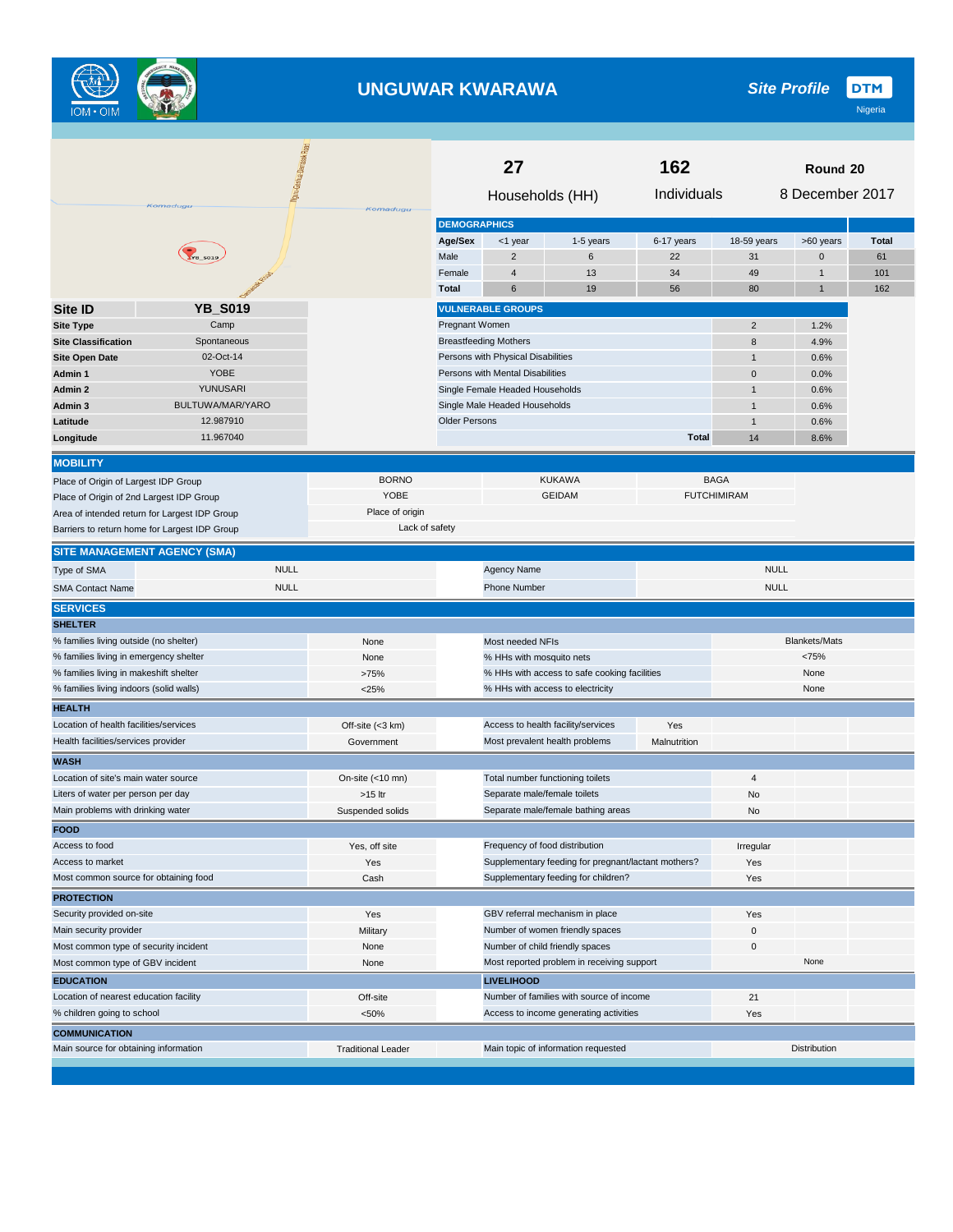# UNGUWAR KWARAWA

**Site Profile** — DTM Nigeria

| 27 | 162 | Round 20 |
|---|---|---|
| Households (HH) | Individuals | 8 December 2017 |

| | |
|---|---|
| **Site ID** | **YB_S019** |
| **Site Type** | Camp |
| **Site Classification** | Spontaneous |
| **Site Open Date** | 02-Oct-14 |
| **Admin 1** | YOBE |
| **Admin 2** | YUNUSARI |
| **Admin 3** | BULTUWA/MAR/YARO |
| **Latitude** | 12.987910 |
| **Longitude** | 11.967040 |

## DEMOGRAPHICS

| Age/Sex | <1 year | 1-5 years | 6-17 years | 18-59 years | >60 years | Total |
|---|---|---|---|---|---|---|
| Male | 2 | 6 | 22 | 31 | 0 | 61 |
| Female | 4 | 13 | 34 | 49 | 1 | 101 |
| Total | 6 | 19 | 56 | 80 | 1 | 162 |

## VULNERABLE GROUPS

| | | |
|---|---|---|
| Pregnant Women | 2 | 1.2% |
| Breastfeeding Mothers | 8 | 4.9% |
| Persons with Physical Disabilities | 1 | 0.6% |
| Persons with Mental Disabilities | 0 | 0.0% |
| Single Female Headed Households | 1 | 0.6% |
| Single Male Headed Households | 1 | 0.6% |
| Older Persons | 1 | 0.6% |
| **Total** | 14 | 8.6% |

## MOBILITY

| | | | |
|---|---|---|---|
| Place of Origin of Largest IDP Group | BORNO | KUKAWA | BAGA |
| Place of Origin of 2nd Largest IDP Group | YOBE | GEIDAM | FUTCHIMIRAM |
| Area of intended return for Largest IDP Group | Place of origin | | |
| Barriers to return home for Largest IDP Group | Lack of safety | | |

## SITE MANAGEMENT AGENCY (SMA)

| | | | |
|---|---|---|---|
| Type of SMA | NULL | Agency Name | NULL |
| SMA Contact Name | NULL | Phone Number | NULL |

## SERVICES

### SHELTER

| | | | |
|---|---|---|---|
| % families living outside (no shelter) | None | Most needed NFIs | Blankets/Mats |
| % families living in emergency shelter | None | % HHs with mosquito nets | <75% |
| % families living in makeshift shelter | >75% | % HHs with access to safe cooking facilities | None |
| % families living indoors (solid walls) | <25% | % HHs with access to electricity | None |

### HEALTH

| | | | |
|---|---|---|---|
| Location of health facilities/services | Off-site (<3 km) | Access to health facility/services | Yes |
| Health facilities/services provider | Government | Most prevalent health problems | Malnutrition |

### WASH

| | | | |
|---|---|---|---|
| Location of site's main water source | On-site (<10 mn) | Total number functioning toilets | 4 |
| Liters of water per person per day | >15 ltr | Separate male/female toilets | No |
| Main problems with drinking water | Suspended solids | Separate male/female bathing areas | No |

### FOOD

| | | | |
|---|---|---|---|
| Access to food | Yes, off site | Frequency of food distribution | Irregular |
| Access to market | Yes | Supplementary feeding for pregnant/lactant mothers? | Yes |
| Most common source for obtaining food | Cash | Supplementary feeding for children? | Yes |

### PROTECTION

| | | | |
|---|---|---|---|
| Security provided on-site | Yes | GBV referral mechanism in place | Yes |
| Main security provider | Military | Number of women friendly spaces | 0 |
| Most common type of security incident | None | Number of child friendly spaces | 0 |
| Most common type of GBV incident | None | Most reported problem in receiving support | None |

### EDUCATION

| | |
|---|---|
| Location of nearest education facility | Off-site |
| % children going to school | <50% |

### LIVELIHOOD

| | |
|---|---|
| Number of families with source of income | 21 |
| Access to income generating activities | Yes |

### COMMUNICATION

| | | | |
|---|---|---|---|
| Main source for obtaining information | Traditional Leader | Main topic of information requested | Distribution |